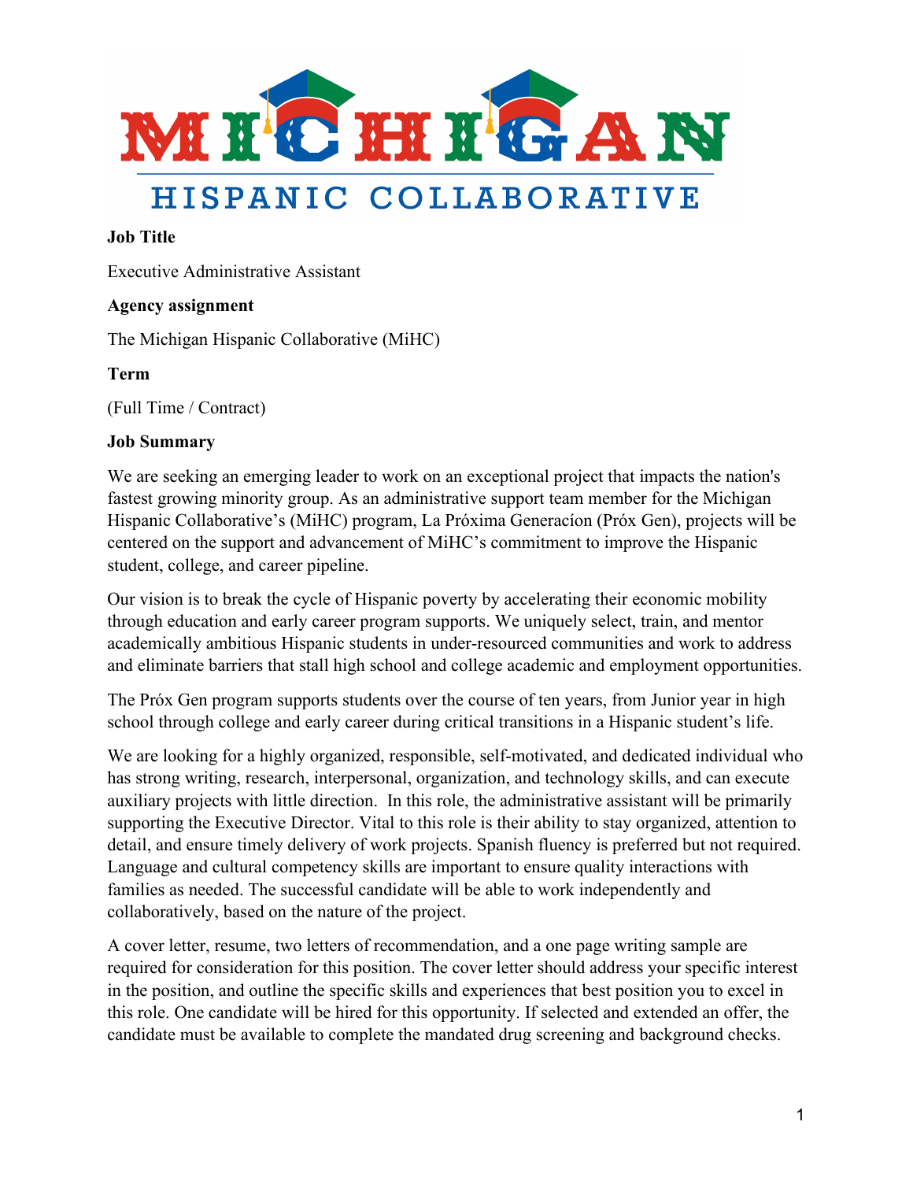**Job Title**

Executive Administrative Assistant

**Agency assignment**

The Michigan Hispanic Collaborative (MiHC)

**Term**

(Full Time / Contract)

**Job Summary**

We are seeking an emerging leader to work on an exceptional project that impacts the nation's fastest growing minority group. As an administrative support team member for the Michigan Hispanic Collaborative's (MiHC) program, La Próxima Generacíon (Próx Gen), projects will be centered on the support and advancement of MiHC's commitment to improve the Hispanic student, college, and career pipeline.

Our vision is to break the cycle of Hispanic poverty by accelerating their economic mobility through education and early career program supports. We uniquely select, train, and mentor academically ambitious Hispanic students in under-resourced communities and work to address and eliminate barriers that stall high school and college academic and employment opportunities.

The Próx Gen program supports students over the course of ten years, from Junior year in high school through college and early career during critical transitions in a Hispanic student's life.

We are looking for a highly organized, responsible, self-motivated, and dedicated individual who has strong writing, research, interpersonal, organization, and technology skills, and can execute auxiliary projects with little direction. In this role, the administrative assistant will be primarily supporting the Executive Director. Vital to this role is their ability to stay organized, attention to detail, and ensure timely delivery of work projects. Spanish fluency is preferred but not required. Language and cultural competency skills are important to ensure quality interactions with families as needed. The successful candidate will be able to work independently and collaboratively, based on the nature of the project.

A cover letter, resume, two letters of recommendation, and a one page writing sample are required for consideration for this position. The cover letter should address your specific interest in the position, and outline the specific skills and experiences that best position you to excel in this role. One candidate will be hired for this opportunity. If selected and extended an offer, the candidate must be available to complete the mandated drug screening and background checks.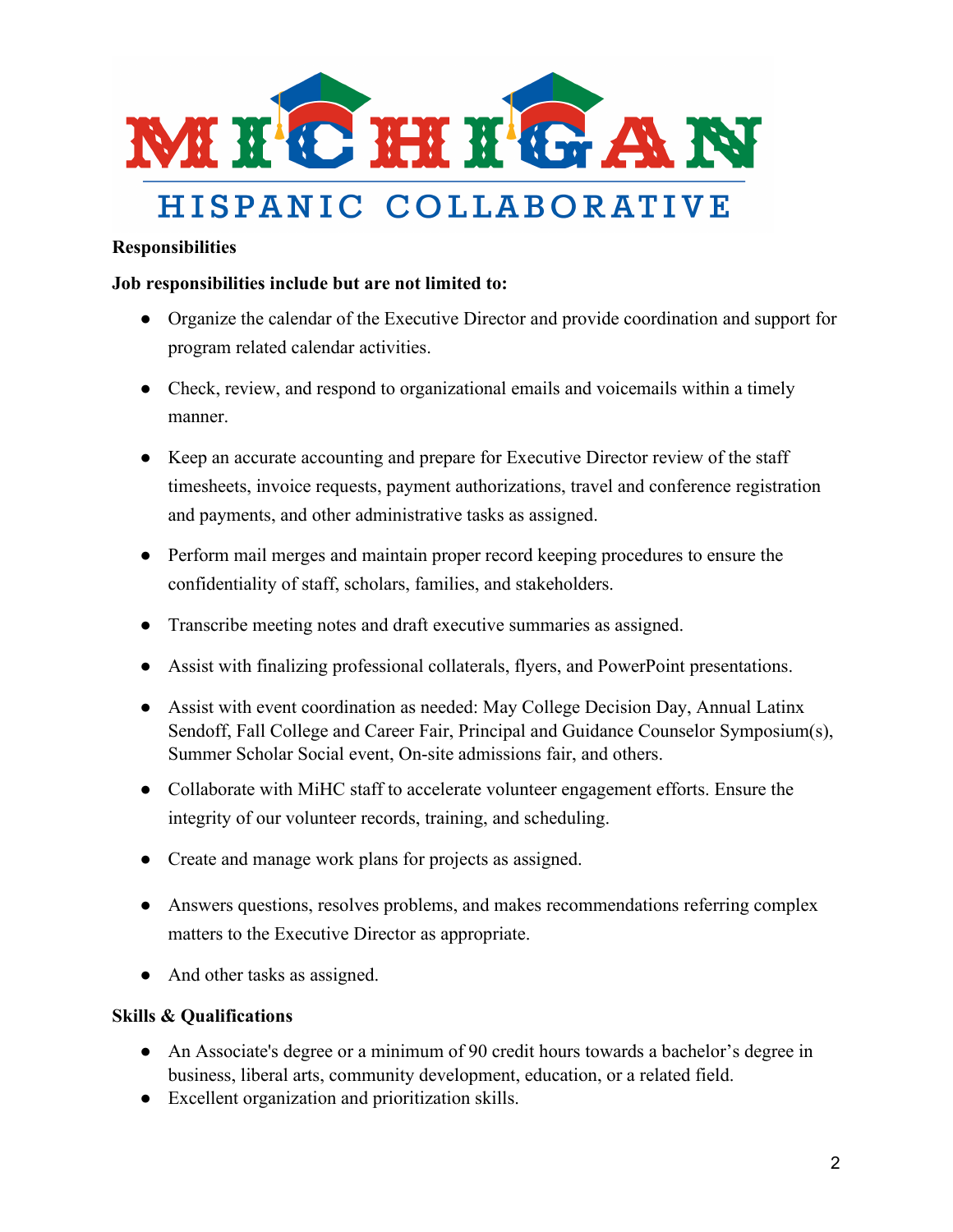**Responsibilities**

**Job responsibilities include but are not limited to:**

- Organize the calendar of the Executive Director and provide coordination and support for program related calendar activities.
- Check, review, and respond to organizational emails and voicemails within a timely manner.
- Keep an accurate accounting and prepare for Executive Director review of the staff timesheets, invoice requests, payment authorizations, travel and conference registration and payments, and other administrative tasks as assigned.
- Perform mail merges and maintain proper record keeping procedures to ensure the confidentiality of staff, scholars, families, and stakeholders.
- Transcribe meeting notes and draft executive summaries as assigned.
- Assist with finalizing professional collaterals, flyers, and PowerPoint presentations.
- Assist with event coordination as needed: May College Decision Day, Annual Latinx Sendoff, Fall College and Career Fair, Principal and Guidance Counselor Symposium(s), Summer Scholar Social event, On-site admissions fair, and others.
- Collaborate with MiHC staff to accelerate volunteer engagement efforts. Ensure the integrity of our volunteer records, training, and scheduling.
- Create and manage work plans for projects as assigned.
- Answers questions, resolves problems, and makes recommendations referring complex matters to the Executive Director as appropriate.
- And other tasks as assigned.

**Skills & Qualifications**

- An Associate's degree or a minimum of 90 credit hours towards a bachelor's degree in business, liberal arts, community development, education, or a related field.
- Excellent organization and prioritization skills.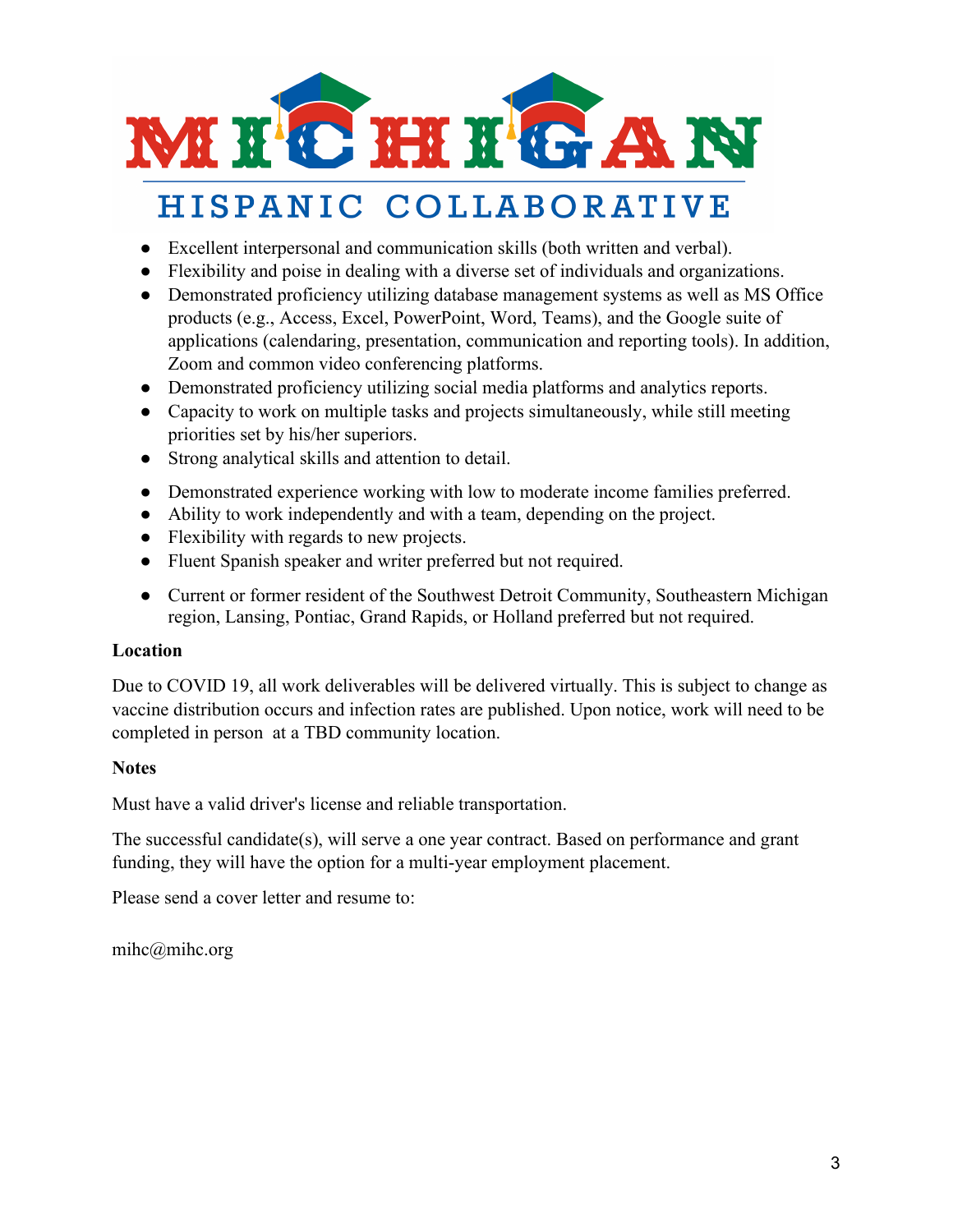- Excellent interpersonal and communication skills (both written and verbal).
- Flexibility and poise in dealing with a diverse set of individuals and organizations.
- Demonstrated proficiency utilizing database management systems as well as MS Office products (e.g., Access, Excel, PowerPoint, Word, Teams), and the Google suite of applications (calendaring, presentation, communication and reporting tools). In addition, Zoom and common video conferencing platforms.
- Demonstrated proficiency utilizing social media platforms and analytics reports.
- Capacity to work on multiple tasks and projects simultaneously, while still meeting priorities set by his/her superiors.
- Strong analytical skills and attention to detail.
- Demonstrated experience working with low to moderate income families preferred.
- Ability to work independently and with a team, depending on the project.
- Flexibility with regards to new projects.
- Fluent Spanish speaker and writer preferred but not required.
- Current or former resident of the Southwest Detroit Community, Southeastern Michigan region, Lansing, Pontiac, Grand Rapids, or Holland preferred but not required.

**Location**

Due to COVID 19, all work deliverables will be delivered virtually. This is subject to change as vaccine distribution occurs and infection rates are published. Upon notice, work will need to be completed in person at a TBD community location.

**Notes**

Must have a valid driver's license and reliable transportation.

The successful candidate(s), will serve a one year contract. Based on performance and grant funding, they will have the option for a multi-year employment placement.

Please send a cover letter and resume to:

mihc@mihc.org